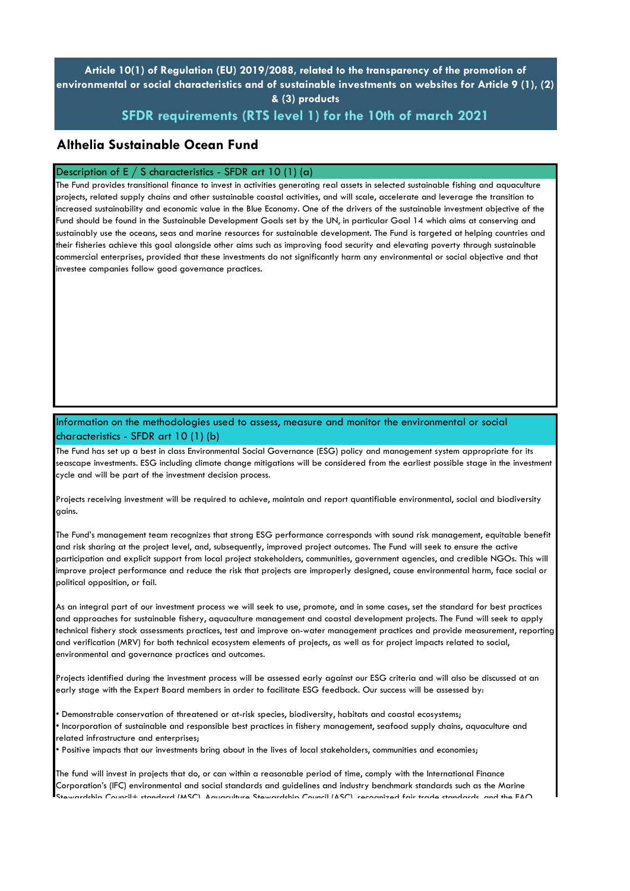# Article 10(1) of Regulation (EU) 2019/2088, related to the transparency of the promotion of environmental or social characteristics and of sustainable investments on websites for Article 9 (1), (2) & (3) products

## SFDR requirements (RTS level 1) for the 10th of march 2021

## Althelia Sustainable Ocean Fund

### Description of E / S characteristics - SFDR art 10 (1) (a)

The Fund provides transitional finance to invest in activities generating real assets in selected sustainable fishing and aquaculture projects, related supply chains and other sustainable coastal activities, and will scale, accelerate and leverage the transition to increased sustainability and economic value in the Blue Economy. One of the drivers of the sustainable investment objective of the Fund should be found in the Sustainable Development Goals set by the UN, in particular Goal 14 which aims at conserving and sustainably use the oceans, seas and marine resources for sustainable development. The Fund is targeted at helping countries and their fisheries achieve this goal alongside other aims such as improving food security and elevating poverty through sustainable commercial enterprises, provided that these investments do not significantly harm any environmental or social objective and that investee companies follow good governance practices.

### Information on the methodologies used to assess, measure and monitor the environmental or social characteristics - SFDR art 10 (1) (b)

The Fund has set up a best in class Environmental Social Governance (ESG) policy and management system appropriate for its seascape investments. ESG including climate change mitigations will be considered from the earliest possible stage in the investment cycle and will be part of the investment decision process.

Projects receiving investment will be required to achieve, maintain and report quantifiable environmental, social and biodiversity gains.

The Fund's management team recognizes that strong ESG performance corresponds with sound risk management, equitable benefit and risk sharing at the project level, and, subsequently, improved project outcomes. The Fund will seek to ensure the active participation and explicit support from local project stakeholders, communities, government agencies, and credible NGOs. This will improve project performance and reduce the risk that projects are improperly designed, cause environmental harm, face social or political opposition, or fail.

As an integral part of our investment process we will seek to use, promote, and in some cases, set the standard for best practices and approaches for sustainable fishery, aquaculture management and coastal development projects. The Fund will seek to apply technical fishery stock assessments practices, test and improve on-water management practices and provide measurement, reporting and verification (MRV) for both technical ecosystem elements of projects, as well as for project impacts related to social, environmental and governance practices and outcomes.

Projects identified during the investment process will be assessed early against our ESG criteria and will also be discussed at an early stage with the Expert Board members in order to facilitate ESG feedback. Our success will be assessed by:

- Demonstrable conservation of threatened or at-risk species, biodiversity, habitats and coastal ecosystems;
- Incorporation of sustainable and responsible best practices in fishery management, seafood supply chains, aquaculture and related infrastructure and enterprises;
- Positive impacts that our investments bring about in the lives of local stakeholders, communities and economies;

The fund will invest in projects that do, or can within a reasonable period of time, comply with the International Finance Corporation's (IFC) environmental and social standards and guidelines and industry benchmark standards such as the Marine Stewardship Council+ standard (MSC), Aquaculture Stewardship Council (ASC), recognized fair trade standards, and the FAO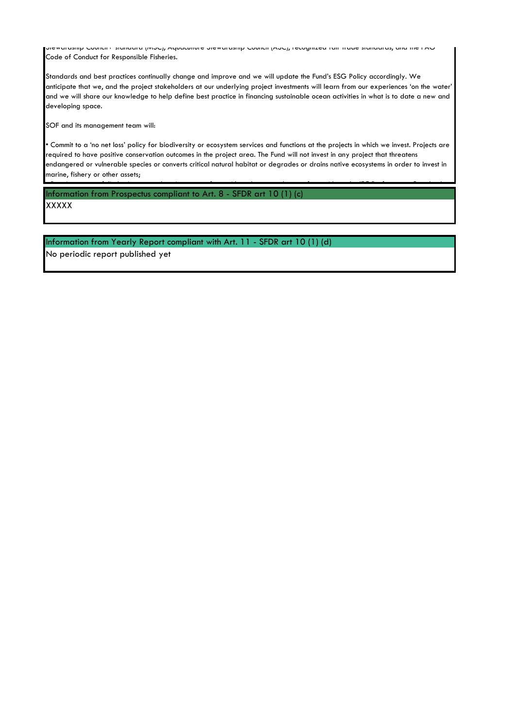Stewardship Council™ standard (MSC), Aquaculture Stewardship Council (ASC), recognized fair trade standards, and the FAO Code of Conduct for Responsible Fisheries.

Standards and best practices continually change and improve and we will update the Fund's ESG Policy accordingly. We anticipate that we, and the project stakeholders at our underlying project investments will learn from our experiences 'on the water' and we will share our knowledge to help define best practice in financing sustainable ocean activities in what is to date a new and developing space.

SOF and its management team will:

• Commit to a 'no net loss' policy for biodiversity or ecosystem services and functions at the projects in which we invest. Projects are required to have positive conservation outcomes in the project area. The Fund will not invest in any project that threatens endangered or vulnerable species or converts critical natural habitat or degrades or drains native ecosystems in order to invest in marine, fishery or other assets;

## Information from Prospectus compliant to Art. 8 - SFDR art 10 (1) (c)

XXXXX

## Information from Yearly Report compliant with Art. 11 - SFDR art 10 (1) (d)

No periodic report published yet